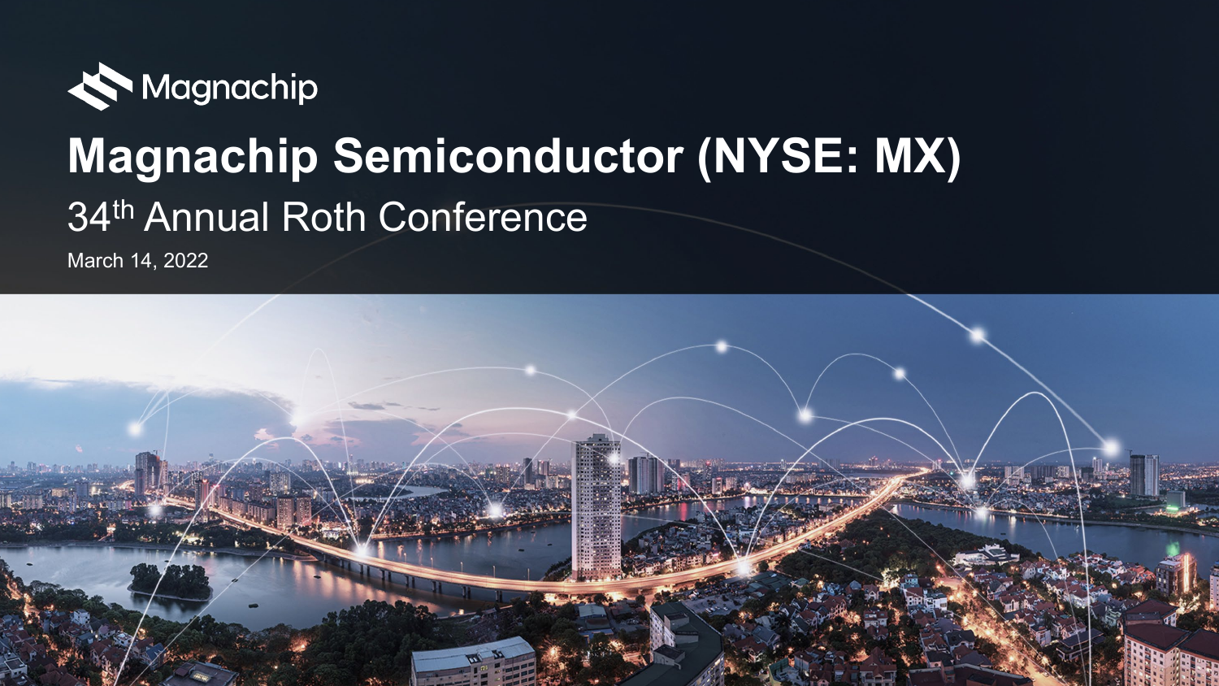Magnachip

# Magnachip Semiconductor (NYSE: MX)

## 34th Annual Roth Conference

March 14, 2022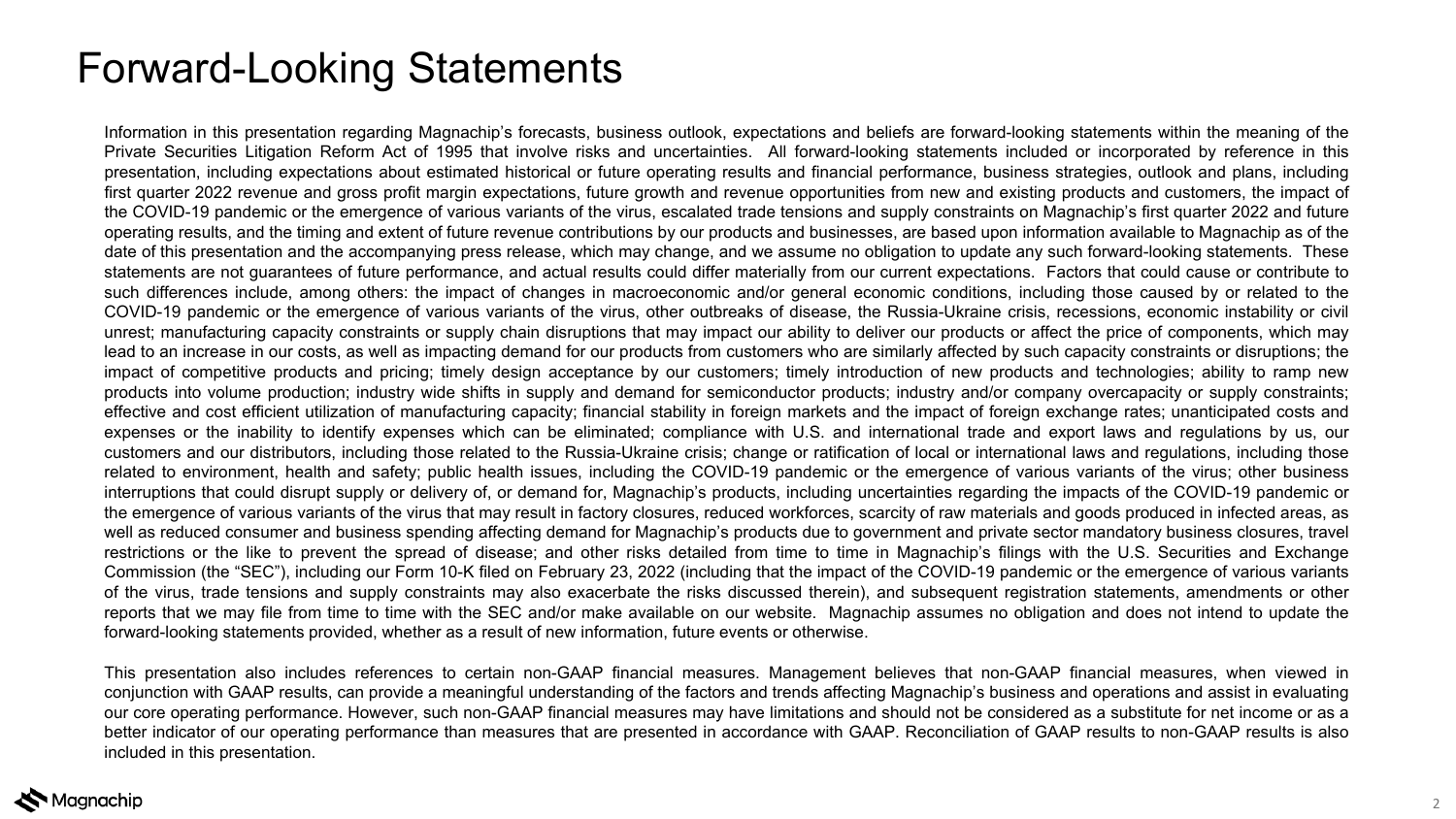# Forward-Looking Statements

Information in this presentation regarding Magnachip's forecasts, business outlook, expectations and beliefs are forward-looking statements within the meaning of the Private Securities Litigation Reform Act of 1995 that involve risks and uncertainties. All forward-looking statements included or incorporated by reference in this presentation, including expectations about estimated historical or future operating results and financial performance, business strategies, outlook and plans, including first quarter 2022 revenue and gross profit margin expectations, future growth and revenue opportunities from new and existing products and customers, the impact of the COVID-19 pandemic or the emergence of various variants of the virus, escalated trade tensions and supply constraints on Magnachip's first quarter 2022 and future operating results, and the timing and extent of future revenue contributions by our products and businesses, are based upon information available to Magnachip as of the date of this presentation and the accompanying press release, which may change, and we assume no obligation to update any such forward-looking statements. These statements are not guarantees of future performance, and actual results could differ materially from our current expectations. Factors that could cause or contribute to such differences include, among others: the impact of changes in macroeconomic and/or general economic conditions, including those caused by or related to the COVID-19 pandemic or the emergence of various variants of the virus, other outbreaks of disease, the Russia-Ukraine crisis, recessions, economic instability or civil unrest; manufacturing capacity constraints or supply chain disruptions that may impact our ability to deliver our products or affect the price of components, which may lead to an increase in our costs, as well as impacting demand for our products from customers who are similarly affected by such capacity constraints or disruptions; the impact of competitive products and pricing; timely design acceptance by our customers; timely introduction of new products and technologies; ability to ramp new products into volume production; industry wide shifts in supply and demand for semiconductor products; industry and/or company overcapacity or supply constraints; effective and cost efficient utilization of manufacturing capacity; financial stability in foreign markets and the impact of foreign exchange rates; unanticipated costs and expenses or the inability to identify expenses which can be eliminated; compliance with U.S. and international trade and export laws and regulations by us, our customers and our distributors, including those related to the Russia-Ukraine crisis; change or ratification of local or international laws and regulations, including those related to environment, health and safety; public health issues, including the COVID-19 pandemic or the emergence of various variants of the virus; other business interruptions that could disrupt supply or delivery of, or demand for, Magnachip's products, including uncertainties regarding the impacts of the COVID-19 pandemic or the emergence of various variants of the virus that may result in factory closures, reduced workforces, scarcity of raw materials and goods produced in infected areas, as well as reduced consumer and business spending affecting demand for Magnachip's products due to government and private sector mandatory business closures, travel restrictions or the like to prevent the spread of disease; and other risks detailed from time to time in Magnachip's filings with the U.S. Securities and Exchange Commission (the "SEC"), including our Form 10-K filed on February 23, 2022 (including that the impact of the COVID-19 pandemic or the emergence of various variants of the virus, trade tensions and supply constraints may also exacerbate the risks discussed therein), and subsequent registration statements, amendments or other reports that we may file from time to time with the SEC and/or make available on our website. Magnachip assumes no obligation and does not intend to update the forward-looking statements provided, whether as a result of new information, future events or otherwise.

This presentation also includes references to certain non-GAAP financial measures. Management believes that non-GAAP financial measures, when viewed in conjunction with GAAP results, can provide a meaningful understanding of the factors and trends affecting Magnachip's business and operations and assist in evaluating our core operating performance. However, such non-GAAP financial measures may have limitations and should not be considered as a substitute for net income or as a better indicator of our operating performance than measures that are presented in accordance with GAAP. Reconciliation of GAAP results to non-GAAP results is also included in this presentation.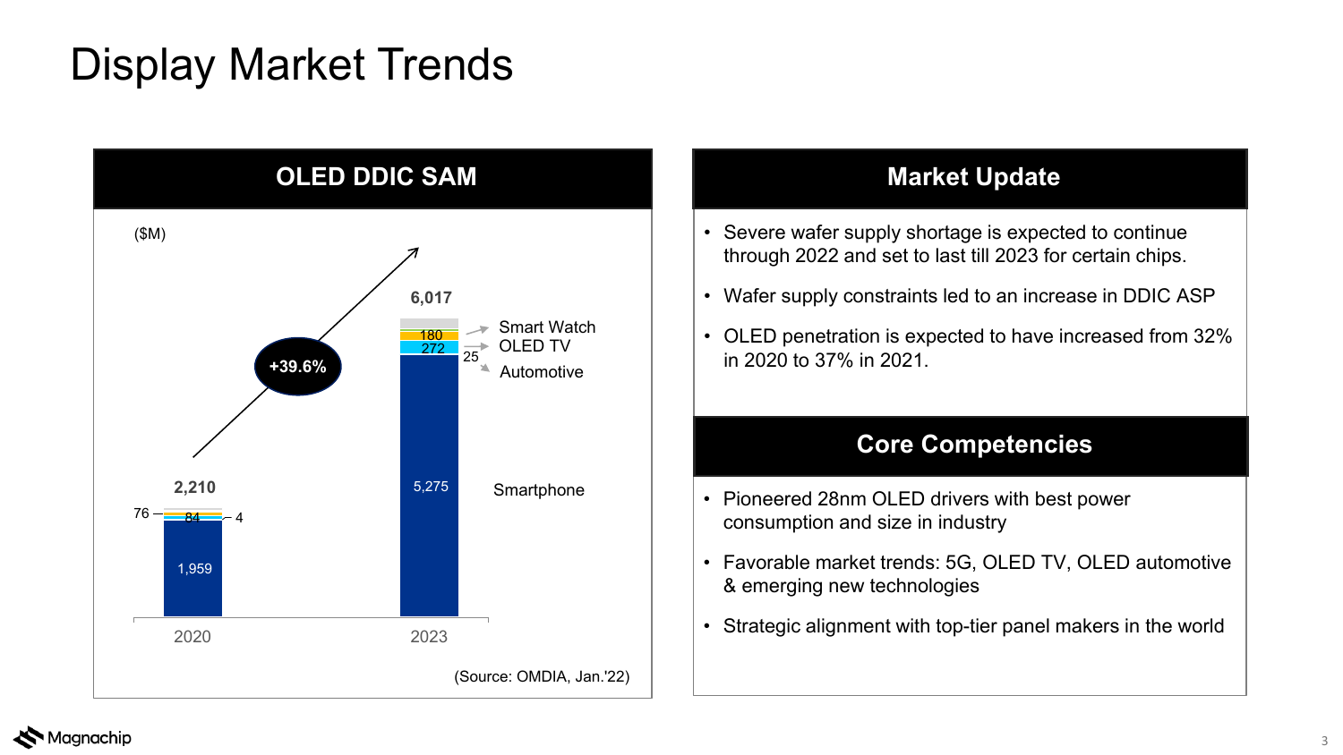# Display Market Trends

## OLED DDIC SAM

($M)

| Segment | 2020 | 2023 |
|---|---|---|
| Smartphone | 1,959 | 5,275 |
| OLED TV | 84 | 272 |
| Smart Watch | 76 | 180 |
| Automotive | 4 | 25 |
| **Total** | **2,210** | **6,017** |

+39.6%

(Source: OMDIA, Jan.'22)

## Market Update

- Severe wafer supply shortage is expected to continue through 2022 and set to last till 2023 for certain chips.
- Wafer supply constraints led to an increase in DDIC ASP
- OLED penetration is expected to have increased from 32% in 2020 to 37% in 2021.

## Core Competencies

- Pioneered 28nm OLED drivers with best power consumption and size in industry
- Favorable market trends: 5G, OLED TV, OLED automotive & emerging new technologies
- Strategic alignment with top-tier panel makers in the world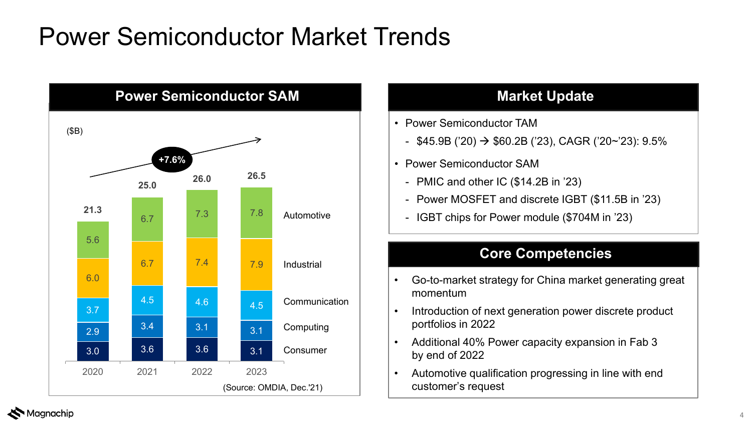# Power Semiconductor Market Trends

## Power Semiconductor SAM

($B)

+7.6%

| Segment | 2020 | 2021 | 2022 | 2023 |
|---|---|---|---|---|
| Automotive | 5.6 | 6.7 | 7.3 | 7.8 |
| Industrial | 6.0 | 6.7 | 7.4 | 7.9 |
| Communication | 3.7 | 4.5 | 4.6 | 4.5 |
| Computing | 2.9 | 3.4 | 3.1 | 3.1 |
| Consumer | 3.0 | 3.6 | 3.6 | 3.1 |
| Total | 21.3 | 25.0 | 26.0 | 26.5 |

(Source: OMDIA, Dec.'21)

## Market Update

- Power Semiconductor TAM
  - $45.9B ('20) → $60.2B ('23), CAGR ('20~'23): 9.5%
- Power Semiconductor SAM
  - PMIC and other IC ($14.2B in '23)
  - Power MOSFET and discrete IGBT ($11.5B in '23)
  - IGBT chips for Power module ($704M in '23)

## Core Competencies

- Go-to-market strategy for China market generating great momentum
- Introduction of next generation power discrete product portfolios in 2022
- Additional 40% Power capacity expansion in Fab 3 by end of 2022
- Automotive qualification progressing in line with end customer's request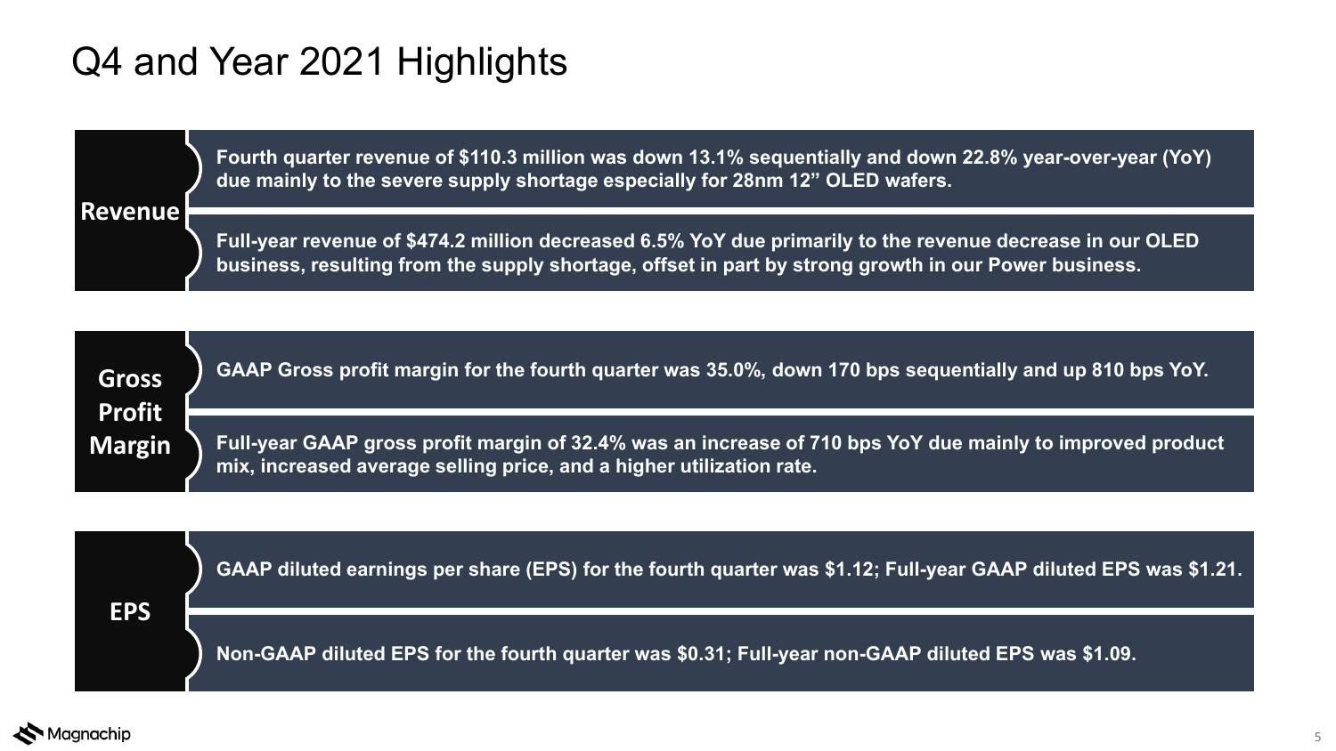# Q4 and Year 2021 Highlights

## Revenue

- **Fourth quarter revenue of $110.3 million was down 13.1% sequentially and down 22.8% year-over-year (YoY) due mainly to the severe supply shortage especially for 28nm 12" OLED wafers.**
- **Full-year revenue of $474.2 million decreased 6.5% YoY due primarily to the revenue decrease in our OLED business, resulting from the supply shortage, offset in part by strong growth in our Power business.**

## Gross Profit Margin

- **GAAP Gross profit margin for the fourth quarter was 35.0%, down 170 bps sequentially and up 810 bps YoY.**
- **Full-year GAAP gross profit margin of 32.4% was an increase of 710 bps YoY due mainly to improved product mix, increased average selling price, and a higher utilization rate.**

## EPS

- **GAAP diluted earnings per share (EPS) for the fourth quarter was $1.12; Full-year GAAP diluted EPS was $1.21.**
- **Non-GAAP diluted EPS for the fourth quarter was $0.31; Full-year non-GAAP diluted EPS was $1.09.**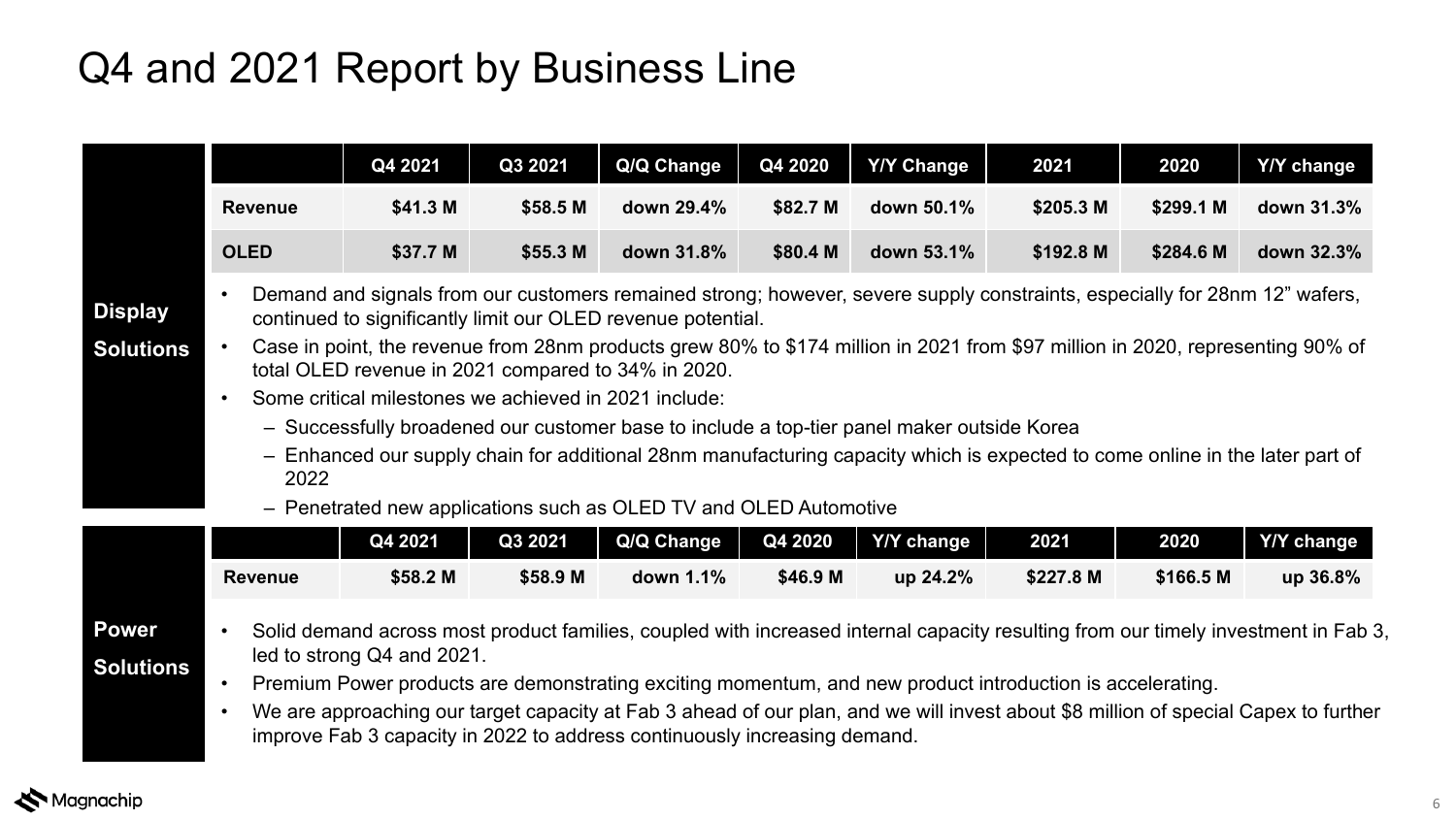# Q4 and 2021 Report by Business Line

## Display Solutions

| | Q4 2021 | Q3 2021 | Q/Q Change | Q4 2020 | Y/Y Change | 2021 | 2020 | Y/Y change |
|---|---|---|---|---|---|---|---|---|
| Revenue | $41.3 M | $58.5 M | down 29.4% | $82.7 M | down 50.1% | $205.3 M | $299.1 M | down 31.3% |
| OLED | $37.7 M | $55.3 M | down 31.8% | $80.4 M | down 53.1% | $192.8 M | $284.6 M | down 32.3% |

- Demand and signals from our customers remained strong; however, severe supply constraints, especially for 28nm 12" wafers, continued to significantly limit our OLED revenue potential.
- Case in point, the revenue from 28nm products grew 80% to $174 million in 2021 from $97 million in 2020, representing 90% of total OLED revenue in 2021 compared to 34% in 2020.
- Some critical milestones we achieved in 2021 include:
  - Successfully broadened our customer base to include a top-tier panel maker outside Korea
  - Enhanced our supply chain for additional 28nm manufacturing capacity which is expected to come online in the later part of 2022
  - Penetrated new applications such as OLED TV and OLED Automotive

## Power Solutions

| | Q4 2021 | Q3 2021 | Q/Q Change | Q4 2020 | Y/Y change | 2021 | 2020 | Y/Y change |
|---|---|---|---|---|---|---|---|---|
| Revenue | $58.2 M | $58.9 M | down 1.1% | $46.9 M | up 24.2% | $227.8 M | $166.5 M | up 36.8% |

- Solid demand across most product families, coupled with increased internal capacity resulting from our timely investment in Fab 3, led to strong Q4 and 2021.
- Premium Power products are demonstrating exciting momentum, and new product introduction is accelerating.
- We are approaching our target capacity at Fab 3 ahead of our plan, and we will invest about $8 million of special Capex to further improve Fab 3 capacity in 2022 to address continuously increasing demand.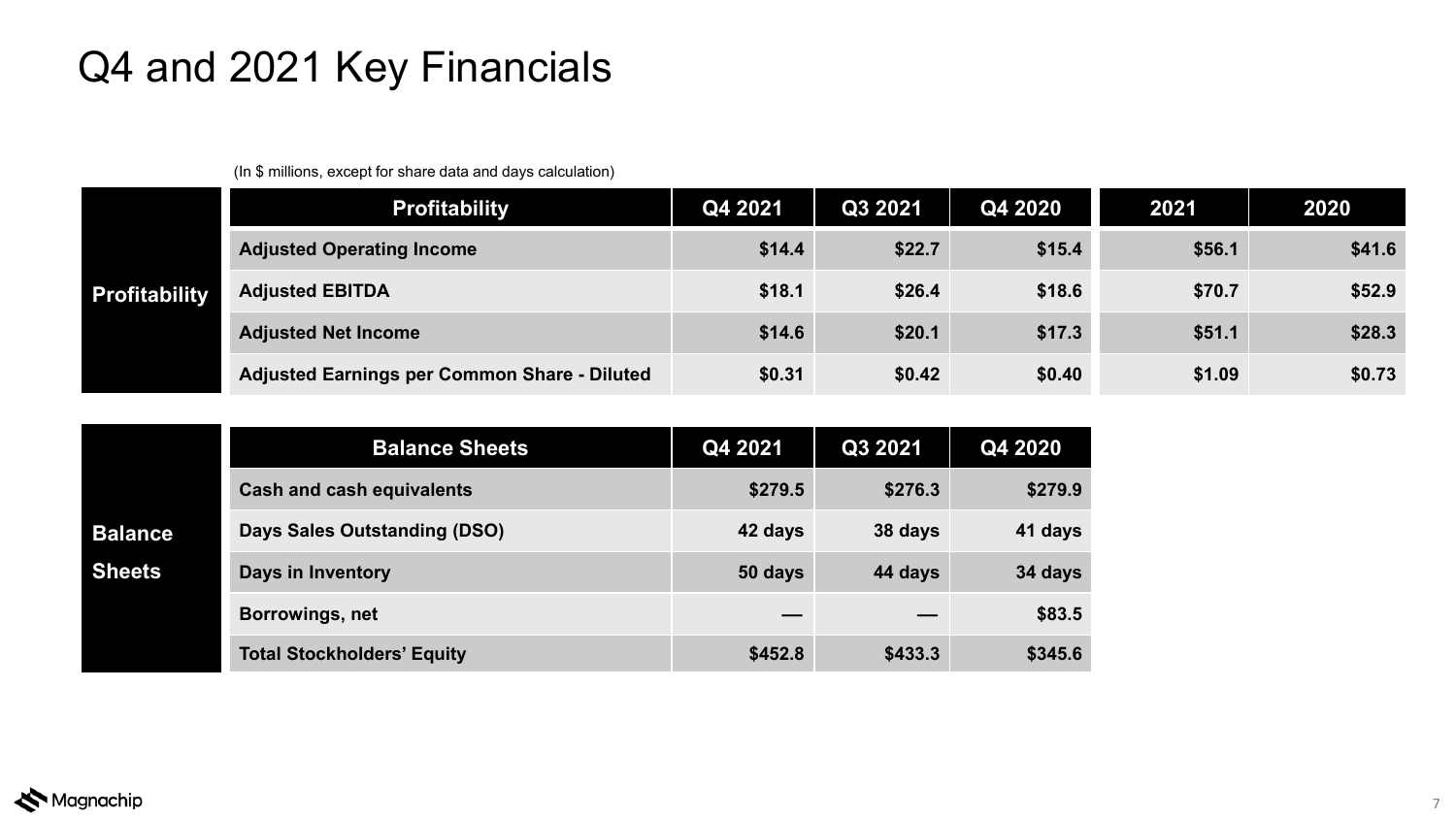# Q4 and 2021 Key Financials

(In $ millions, except for share data and days calculation)

## Profitability

| Profitability | Q4 2021 | Q3 2021 | Q4 2020 | 2021 | 2020 |
|---|---|---|---|---|---|
| **Adjusted Operating Income** | $14.4 | $22.7 | $15.4 | $56.1 | $41.6 |
| **Adjusted EBITDA** | $18.1 | $26.4 | $18.6 | $70.7 | $52.9 |
| **Adjusted Net Income** | $14.6 | $20.1 | $17.3 | $51.1 | $28.3 |
| **Adjusted Earnings per Common Share - Diluted** | $0.31 | $0.42 | $0.40 | $1.09 | $0.73 |

## Balance Sheets

| Balance Sheets | Q4 2021 | Q3 2021 | Q4 2020 |
|---|---|---|---|
| **Cash and cash equivalents** | $279.5 | $276.3 | $279.9 |
| **Days Sales Outstanding (DSO)** | 42 days | 38 days | 41 days |
| **Days in Inventory** | 50 days | 44 days | 34 days |
| **Borrowings, net** | — | — | $83.5 |
| **Total Stockholders' Equity** | $452.8 | $433.3 | $345.6 |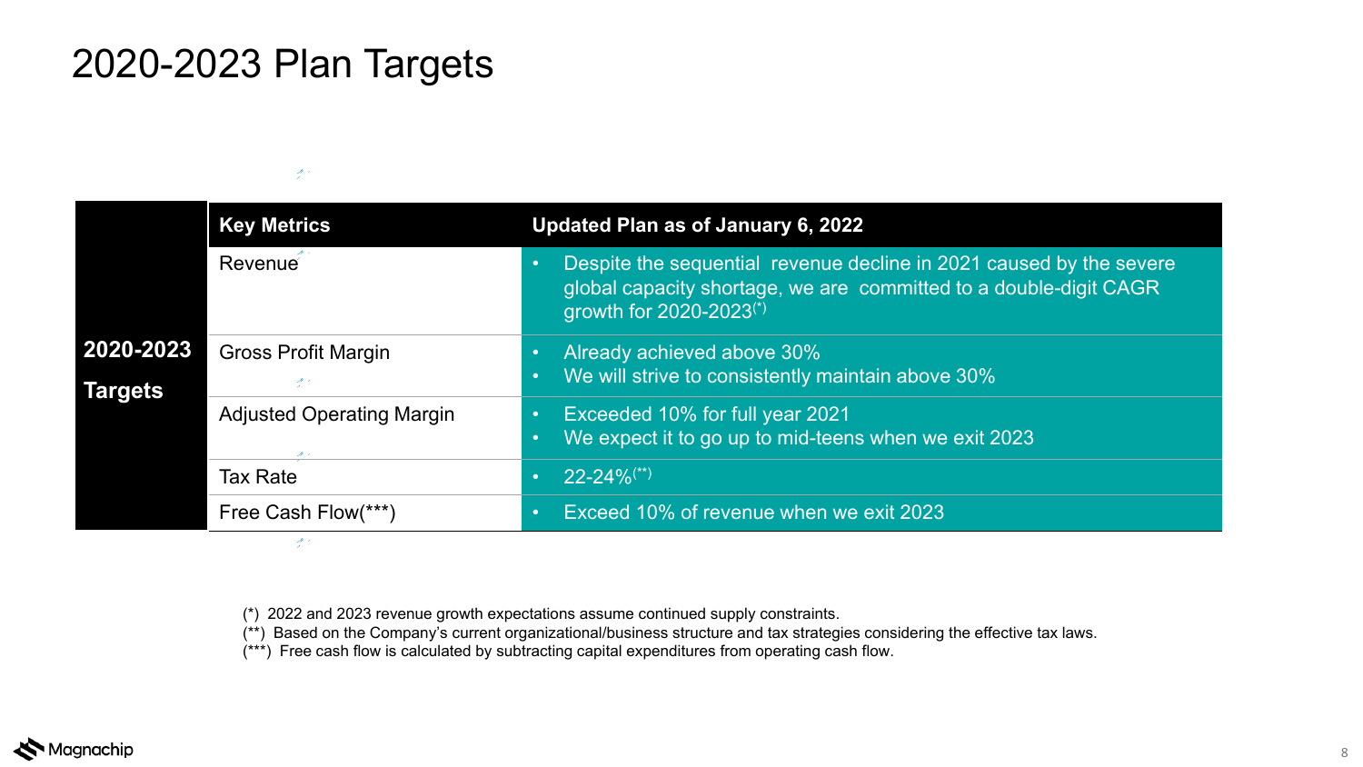# 2020-2023 Plan Targets

| | Key Metrics | Updated Plan as of January 6, 2022 |
|---|---|---|
| **2020-2023 Targets** | Revenue | • Despite the sequential revenue decline in 2021 caused by the severe global capacity shortage, we are committed to a double-digit CAGR growth for 2020-2023(*) |
| | Gross Profit Margin | • Already achieved above 30%<br>• We will strive to consistently maintain above 30% |
| | Adjusted Operating Margin | • Exceeded 10% for full year 2021<br>• We expect it to go up to mid-teens when we exit 2023 |
| | Tax Rate | • 22-24%(**) |
| | Free Cash Flow(***) | • Exceed 10% of revenue when we exit 2023 |

(*) 2022 and 2023 revenue growth expectations assume continued supply constraints.
(**) Based on the Company's current organizational/business structure and tax strategies considering the effective tax laws.
(***) Free cash flow is calculated by subtracting capital expenditures from operating cash flow.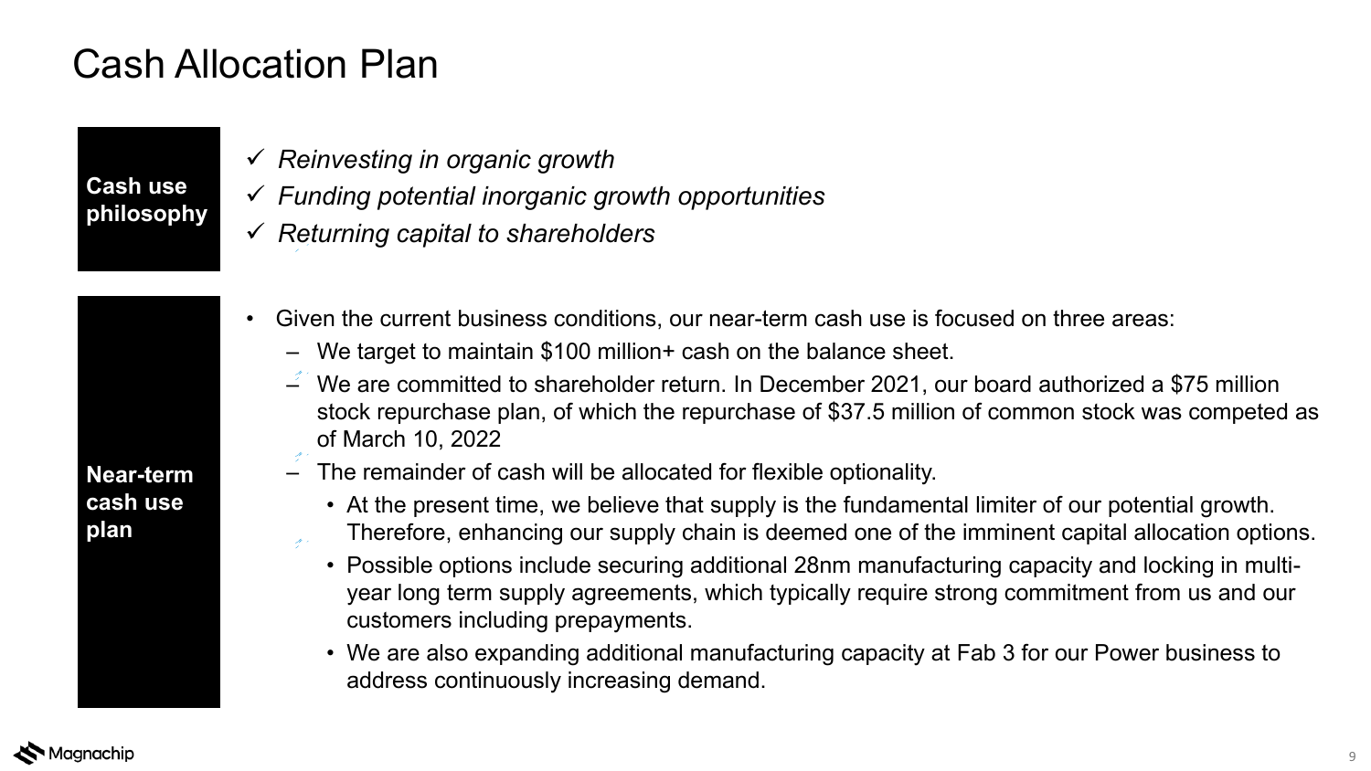# Cash Allocation Plan

**Cash use philosophy**

- ✓ *Reinvesting in organic growth*
- ✓ *Funding potential inorganic growth opportunities*
- ✓ *Returning capital to shareholders*

**Near-term cash use plan**

- Given the current business conditions, our near-term cash use is focused on three areas:
  - We target to maintain $100 million+ cash on the balance sheet.
  - We are committed to shareholder return. In December 2021, our board authorized a $75 million stock repurchase plan, of which the repurchase of $37.5 million of common stock was competed as of March 10, 2022
  - The remainder of cash will be allocated for flexible optionality.
    - At the present time, we believe that supply is the fundamental limiter of our potential growth. Therefore, enhancing our supply chain is deemed one of the imminent capital allocation options.
    - Possible options include securing additional 28nm manufacturing capacity and locking in multi-year long term supply agreements, which typically require strong commitment from us and our customers including prepayments.
    - We are also expanding additional manufacturing capacity at Fab 3 for our Power business to address continuously increasing demand.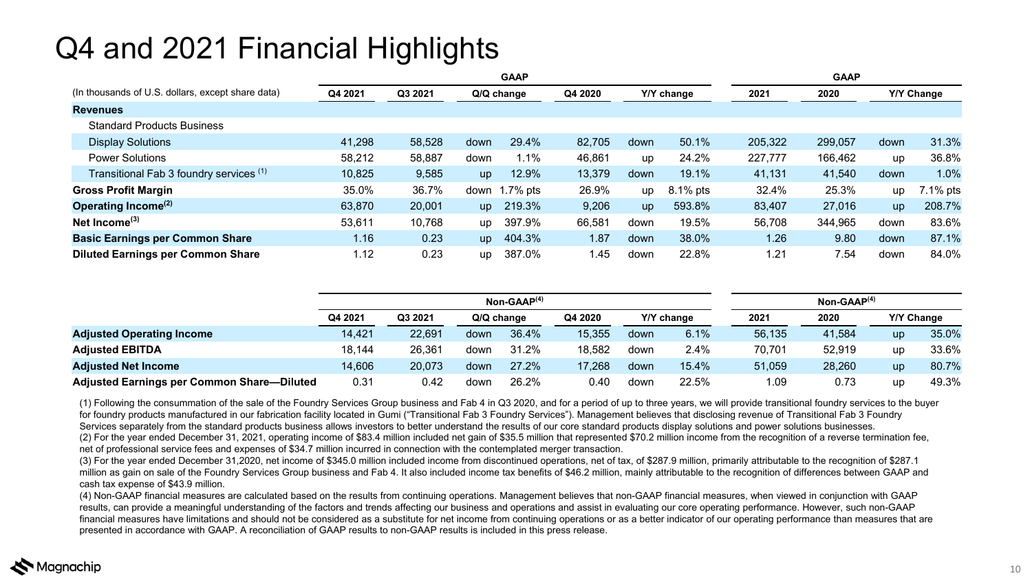# Q4 and 2021 Financial Highlights

| (In thousands of U.S. dollars, except share data) | GAAP | | | | | | | GAAP | | | |
|---|---|---|---|---|---|---|---|---|---|---|---|
| | Q4 2021 | Q3 2021 | Q/Q change | | Q4 2020 | Y/Y change | | 2021 | 2020 | Y/Y Change | |
| **Revenues** | | | | | | | | | | | |
| Standard Products Business | | | | | | | | | | | |
| Display Solutions | 41,298 | 58,528 | down | 29.4% | 82,705 | down | 50.1% | 205,322 | 299,057 | down | 31.3% |
| Power Solutions | 58,212 | 58,887 | down | 1.1% | 46,861 | up | 24.2% | 227,777 | 166,462 | up | 36.8% |
| Transitional Fab 3 foundry services (1) | 10,825 | 9,585 | up | 12.9% | 13,379 | down | 19.1% | 41,131 | 41,540 | down | 1.0% |
| **Gross Profit Margin** | 35.0% | 36.7% | down | 1.7% pts | 26.9% | up | 8.1% pts | 32.4% | 25.3% | up | 7.1% pts |
| **Operating Income(2)** | 63,870 | 20,001 | up | 219.3% | 9,206 | up | 593.8% | 83,407 | 27,016 | up | 208.7% |
| **Net Income(3)** | 53,611 | 10,768 | up | 397.9% | 66,581 | down | 19.5% | 56,708 | 344,965 | down | 83.6% |
| **Basic Earnings per Common Share** | 1.16 | 0.23 | up | 404.3% | 1.87 | down | 38.0% | 1.26 | 9.80 | down | 87.1% |
| **Diluted Earnings per Common Share** | 1.12 | 0.23 | up | 387.0% | 1.45 | down | 22.8% | 1.21 | 7.54 | down | 84.0% |

| | Non-GAAP(4) | | | | | | | Non-GAAP(4) | | | |
|---|---|---|---|---|---|---|---|---|---|---|---|
| | Q4 2021 | Q3 2021 | Q/Q change | | Q4 2020 | Y/Y change | | 2021 | 2020 | Y/Y Change | |
| **Adjusted Operating Income** | 14,421 | 22,691 | down | 36.4% | 15,355 | down | 6.1% | 56,135 | 41,584 | up | 35.0% |
| **Adjusted EBITDA** | 18,144 | 26,361 | down | 31.2% | 18,582 | down | 2.4% | 70,701 | 52,919 | up | 33.6% |
| **Adjusted Net Income** | 14,606 | 20,073 | down | 27.2% | 17,268 | down | 15.4% | 51,059 | 28,260 | up | 80.7% |
| **Adjusted Earnings per Common Share—Diluted** | 0.31 | 0.42 | down | 26.2% | 0.40 | down | 22.5% | 1.09 | 0.73 | up | 49.3% |

(1) Following the consummation of the sale of the Foundry Services Group business and Fab 4 in Q3 2020, and for a period of up to three years, we will provide transitional foundry services to the buyer for foundry products manufactured in our fabrication facility located in Gumi ("Transitional Fab 3 Foundry Services"). Management believes that disclosing revenue of Transitional Fab 3 Foundry Services separately from the standard products business allows investors to better understand the results of our core standard products display solutions and power solutions businesses.

(2) For the year ended December 31, 2021, operating income of $83.4 million included net gain of $35.5 million that represented $70.2 million income from the recognition of a reverse termination fee, net of professional service fees and expenses of $34.7 million incurred in connection with the contemplated merger transaction.

(3) For the year ended December 31,2020, net income of $345.0 million included income from discontinued operations, net of tax, of $287.9 million, primarily attributable to the recognition of $287.1 million as gain on sale of the Foundry Services Group business and Fab 4. It also included income tax benefits of $46.2 million, mainly attributable to the recognition of differences between GAAP and cash tax expense of $43.9 million.

(4) Non-GAAP financial measures are calculated based on the results from continuing operations. Management believes that non-GAAP financial measures, when viewed in conjunction with GAAP results, can provide a meaningful understanding of the factors and trends affecting our business and operations and assist in evaluating our core operating performance. However, such non-GAAP financial measures have limitations and should not be considered as a substitute for net income from continuing operations or as a better indicator of our operating performance than measures that are presented in accordance with GAAP. A reconciliation of GAAP results to non-GAAP results is included in this press release.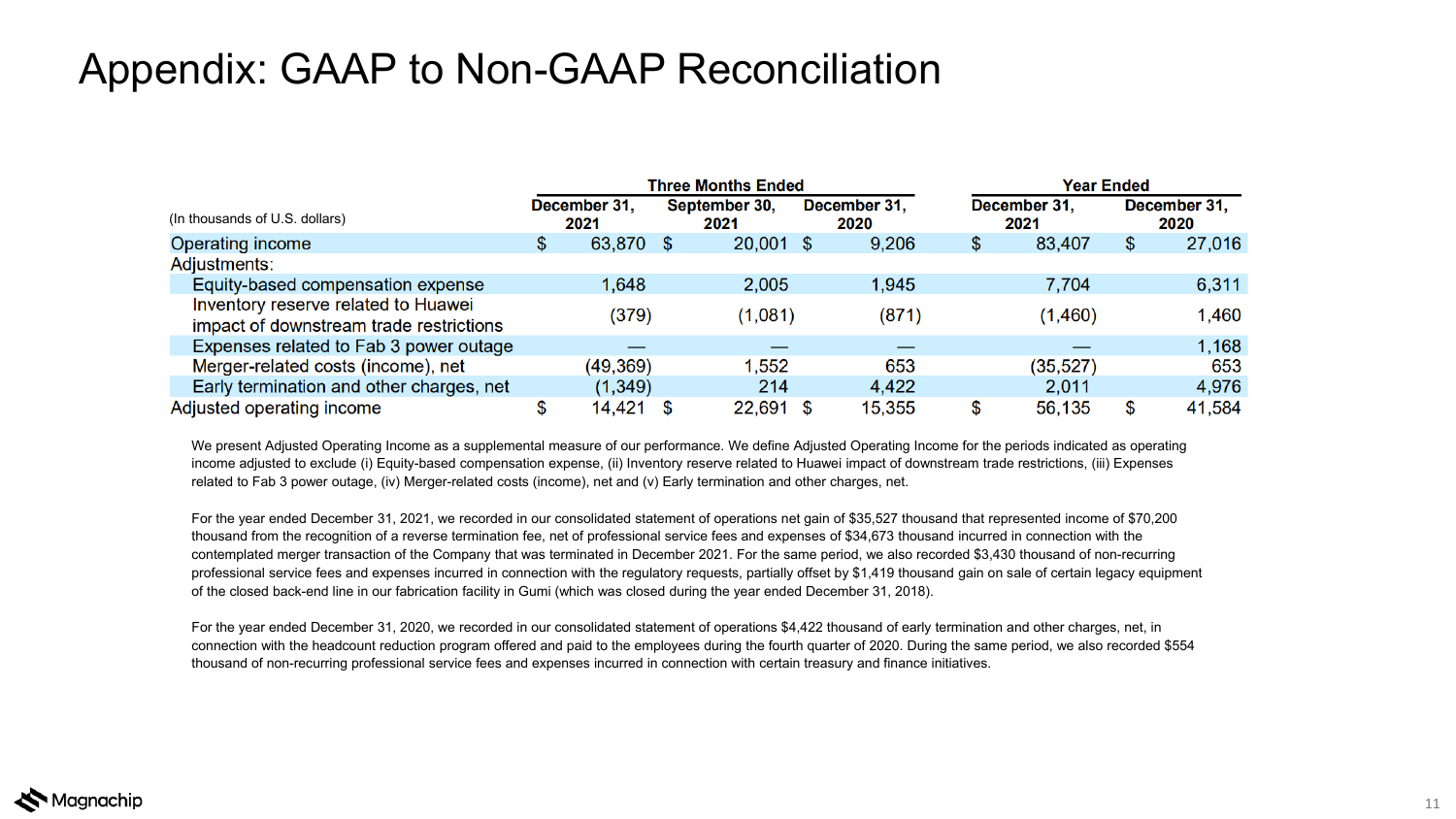# Appendix: GAAP to Non-GAAP Reconciliation

| (In thousands of U.S. dollars) | Three Months Ended | | | Year Ended | |
|---|---|---|---|---|---|
| | December 31, 2021 | September 30, 2021 | December 31, 2020 | December 31, 2021 | December 31, 2020 |
| Operating income | $ 63,870 | $ 20,001 | $ 9,206 | $ 83,407 | $ 27,016 |
| Adjustments: | | | | | |
| Equity-based compensation expense | 1,648 | 2,005 | 1,945 | 7,704 | 6,311 |
| Inventory reserve related to Huawei impact of downstream trade restrictions | (379) | (1,081) | (871) | (1,460) | 1,460 |
| Expenses related to Fab 3 power outage | — | — | — | — | 1,168 |
| Merger-related costs (income), net | (49,369) | 1,552 | 653 | (35,527) | 653 |
| Early termination and other charges, net | (1,349) | 214 | 4,422 | 2,011 | 4,976 |
| Adjusted operating income | $ 14,421 | $ 22,691 | $ 15,355 | $ 56,135 | $ 41,584 |

We present Adjusted Operating Income as a supplemental measure of our performance. We define Adjusted Operating Income for the periods indicated as operating income adjusted to exclude (i) Equity-based compensation expense, (ii) Inventory reserve related to Huawei impact of downstream trade restrictions, (iii) Expenses related to Fab 3 power outage, (iv) Merger-related costs (income), net and (v) Early termination and other charges, net.

For the year ended December 31, 2021, we recorded in our consolidated statement of operations net gain of $35,527 thousand that represented income of $70,200 thousand from the recognition of a reverse termination fee, net of professional service fees and expenses of $34,673 thousand incurred in connection with the contemplated merger transaction of the Company that was terminated in December 2021. For the same period, we also recorded $3,430 thousand of non-recurring professional service fees and expenses incurred in connection with the regulatory requests, partially offset by $1,419 thousand gain on sale of certain legacy equipment of the closed back-end line in our fabrication facility in Gumi (which was closed during the year ended December 31, 2018).

For the year ended December 31, 2020, we recorded in our consolidated statement of operations $4,422 thousand of early termination and other charges, net, in connection with the headcount reduction program offered and paid to the employees during the fourth quarter of 2020. During the same period, we also recorded $554 thousand of non-recurring professional service fees and expenses incurred in connection with certain treasury and finance initiatives.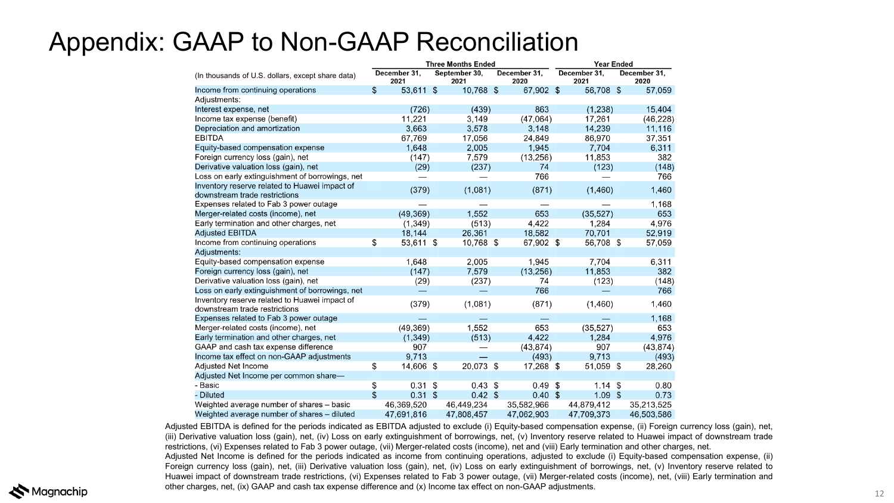# Appendix: GAAP to Non-GAAP Reconciliation

| (In thousands of U.S. dollars, except share data) | Three Months Ended | | | Year Ended | |
|---|---|---|---|---|---|
| | December 31, 2021 | September 30, 2021 | December 31, 2020 | December 31, 2021 | December 31, 2020 |
| Income from continuing operations | $ 53,611 | $ 10,768 | $ 67,902 | $ 56,708 | $ 57,059 |
| Adjustments: | | | | | |
| Interest expense, net | (726) | (439) | 863 | (1,238) | 15,404 |
| Income tax expense (benefit) | 11,221 | 3,149 | (47,064) | 17,261 | (46,228) |
| Depreciation and amortization | 3,663 | 3,578 | 3,148 | 14,239 | 11,116 |
| EBITDA | 67,769 | 17,056 | 24,849 | 86,970 | 37,351 |
| Equity-based compensation expense | 1,648 | 2,005 | 1,945 | 7,704 | 6,311 |
| Foreign currency loss (gain), net | (147) | 7,579 | (13,256) | 11,853 | 382 |
| Derivative valuation loss (gain), net | (29) | (237) | 74 | (123) | (148) |
| Loss on early extinguishment of borrowings, net | — | — | 766 | — | 766 |
| Inventory reserve related to Huawei impact of downstream trade restrictions | (379) | (1,081) | (871) | (1,460) | 1,460 |
| Expenses related to Fab 3 power outage | — | — | — | — | 1,168 |
| Merger-related costs (income), net | (49,369) | 1,552 | 653 | (35,527) | 653 |
| Early termination and other charges, net | (1,349) | (513) | 4,422 | 1,284 | 4,976 |
| Adjusted EBITDA | 18,144 | 26,361 | 18,582 | 70,701 | 52,919 |
| Income from continuing operations | $ 53,611 | $ 10,768 | $ 67,902 | $ 56,708 | $ 57,059 |
| Adjustments: | | | | | |
| Equity-based compensation expense | 1,648 | 2,005 | 1,945 | 7,704 | 6,311 |
| Foreign currency loss (gain), net | (147) | 7,579 | (13,256) | 11,853 | 382 |
| Derivative valuation loss (gain), net | (29) | (237) | 74 | (123) | (148) |
| Loss on early extinguishment of borrowings, net | — | — | 766 | — | 766 |
| Inventory reserve related to Huawei impact of downstream trade restrictions | (379) | (1,081) | (871) | (1,460) | 1,460 |
| Expenses related to Fab 3 power outage | — | — | — | — | 1,168 |
| Merger-related costs (income), net | (49,369) | 1,552 | 653 | (35,527) | 653 |
| Early termination and other charges, net | (1,349) | (513) | 4,422 | 1,284 | 4,976 |
| GAAP and cash tax expense difference | 907 | — | (43,874) | 907 | (43,874) |
| Income tax effect on non-GAAP adjustments | 9,713 | — | (493) | 9,713 | (493) |
| Adjusted Net Income | $ 14,606 | $ 20,073 | $ 17,268 | $ 51,059 | $ 28,260 |
| Adjusted Net Income per common share— | | | | | |
| - Basic | $ 0.31 | $ 0.43 | $ 0.49 | $ 1.14 | $ 0.80 |
| - Diluted | $ 0.31 | $ 0.42 | $ 0.40 | $ 1.09 | $ 0.73 |
| Weighted average number of shares – basic | 46,369,520 | 46,449,234 | 35,582,966 | 44,879,412 | 35,213,525 |
| Weighted average number of shares – diluted | 47,691,816 | 47,808,457 | 47,062,903 | 47,709,373 | 46,503,586 |

Adjusted EBITDA is defined for the periods indicated as EBITDA adjusted to exclude (i) Equity-based compensation expense, (ii) Foreign currency loss (gain), net, (iii) Derivative valuation loss (gain), net, (iv) Loss on early extinguishment of borrowings, net, (v) Inventory reserve related to Huawei impact of downstream trade restrictions, (vi) Expenses related to Fab 3 power outage, (vii) Merger-related costs (income), net and (viii) Early termination and other charges, net.

Adjusted Net Income is defined for the periods indicated as income from continuing operations, adjusted to exclude (i) Equity-based compensation expense, (ii) Foreign currency loss (gain), net, (iii) Derivative valuation loss (gain), net, (iv) Loss on early extinguishment of borrowings, net, (v) Inventory reserve related to Huawei impact of downstream trade restrictions, (vi) Expenses related to Fab 3 power outage, (vii) Merger-related costs (income), net, (viii) Early termination and other charges, net, (ix) GAAP and cash tax expense difference and (x) Income tax effect on non-GAAP adjustments.